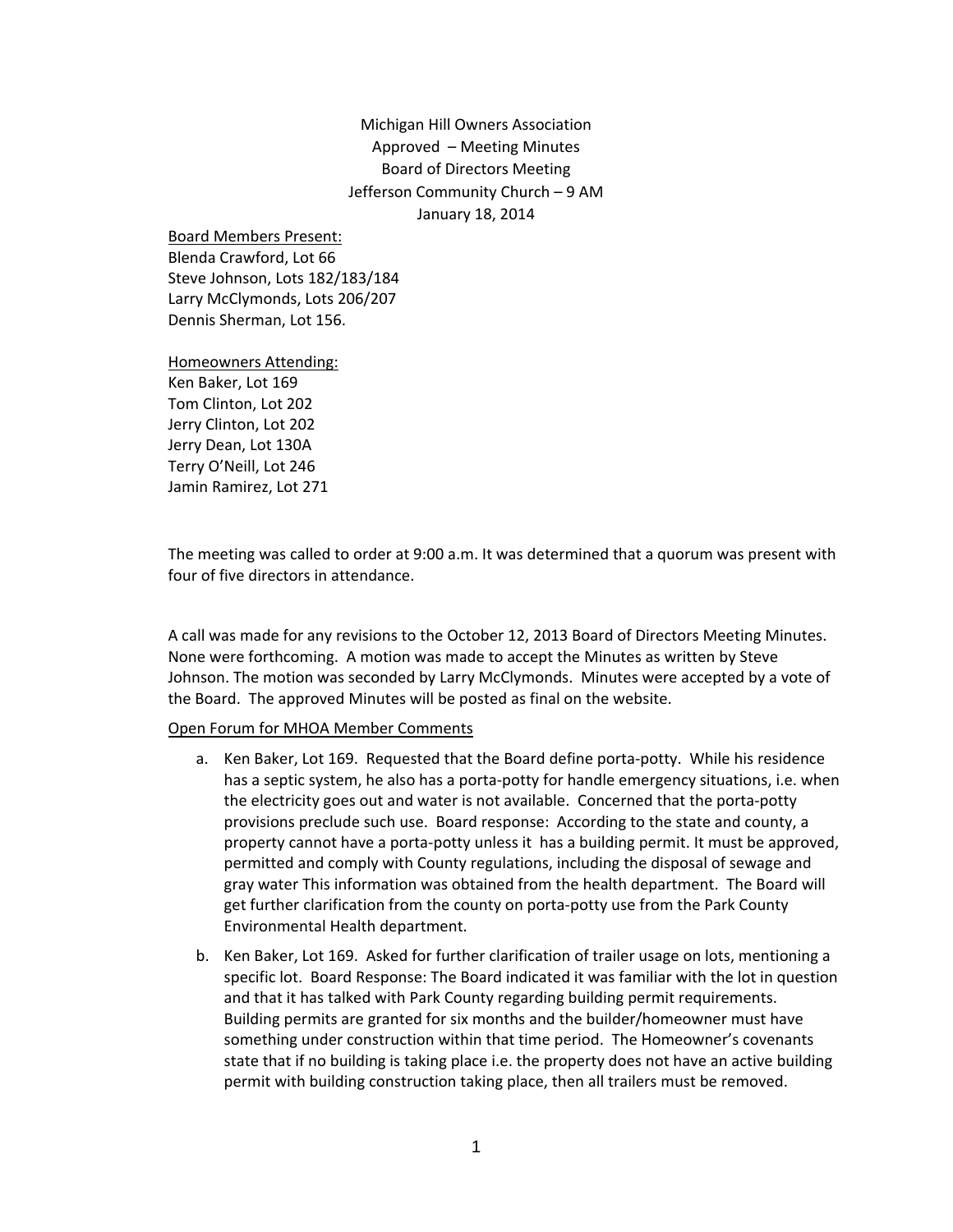Michigan Hill Owners Association
Approved – Meeting Minutes
Board of Directors Meeting
Jefferson Community Church – 9 AM
January 18, 2014

Board Members Present:
Blenda Crawford, Lot 66
Steve Johnson, Lots 182/183/184
Larry McClymonds, Lots 206/207
Dennis Sherman, Lot 156.

Homeowners Attending:
Ken Baker, Lot 169
Tom Clinton, Lot 202
Jerry Clinton, Lot 202
Jerry Dean, Lot 130A
Terry O'Neill, Lot 246
Jamin Ramirez, Lot 271

The meeting was called to order at 9:00 a.m. It was determined that a quorum was present with four of five directors in attendance.

A call was made for any revisions to the October 12, 2013 Board of Directors Meeting Minutes. None were forthcoming. A motion was made to accept the Minutes as written by Steve Johnson. The motion was seconded by Larry McClymonds. Minutes were accepted by a vote of the Board. The approved Minutes will be posted as final on the website.

Open Forum for MHOA Member Comments

a. Ken Baker, Lot 169. Requested that the Board define porta-potty. While his residence has a septic system, he also has a porta-potty for handle emergency situations, i.e. when the electricity goes out and water is not available. Concerned that the porta-potty provisions preclude such use. Board response: According to the state and county, a property cannot have a porta-potty unless it has a building permit. It must be approved, permitted and comply with County regulations, including the disposal of sewage and gray water This information was obtained from the health department. The Board will get further clarification from the county on porta-potty use from the Park County Environmental Health department.

b. Ken Baker, Lot 169. Asked for further clarification of trailer usage on lots, mentioning a specific lot. Board Response: The Board indicated it was familiar with the lot in question and that it has talked with Park County regarding building permit requirements. Building permits are granted for six months and the builder/homeowner must have something under construction within that time period. The Homeowner's covenants state that if no building is taking place i.e. the property does not have an active building permit with building construction taking place, then all trailers must be removed.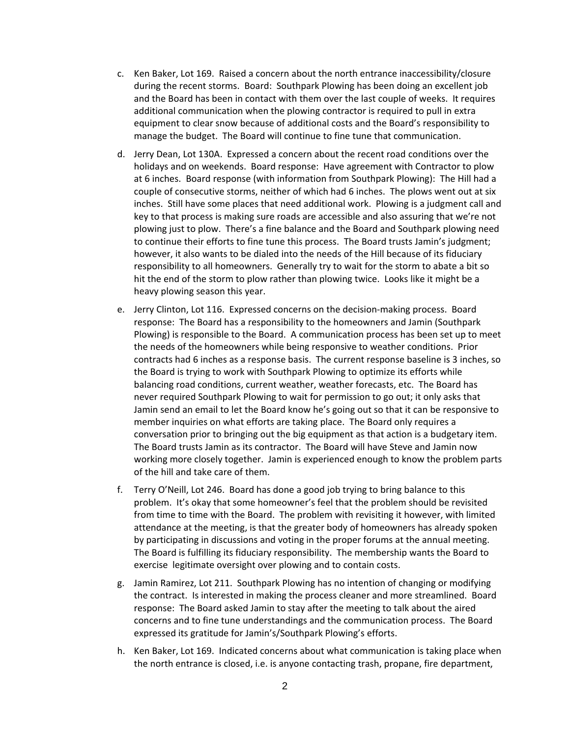c. Ken Baker, Lot 169. Raised a concern about the north entrance inaccessibility/closure during the recent storms. Board: Southpark Plowing has been doing an excellent job and the Board has been in contact with them over the last couple of weeks. It requires additional communication when the plowing contractor is required to pull in extra equipment to clear snow because of additional costs and the Board's responsibility to manage the budget. The Board will continue to fine tune that communication.

d. Jerry Dean, Lot 130A. Expressed a concern about the recent road conditions over the holidays and on weekends. Board response: Have agreement with Contractor to plow at 6 inches. Board response (with information from Southpark Plowing): The Hill had a couple of consecutive storms, neither of which had 6 inches. The plows went out at six inches. Still have some places that need additional work. Plowing is a judgment call and key to that process is making sure roads are accessible and also assuring that we're not plowing just to plow. There's a fine balance and the Board and Southpark plowing need to continue their efforts to fine tune this process. The Board trusts Jamin's judgment; however, it also wants to be dialed into the needs of the Hill because of its fiduciary responsibility to all homeowners. Generally try to wait for the storm to abate a bit so hit the end of the storm to plow rather than plowing twice. Looks like it might be a heavy plowing season this year.

e. Jerry Clinton, Lot 116. Expressed concerns on the decision-making process. Board response: The Board has a responsibility to the homeowners and Jamin (Southpark Plowing) is responsible to the Board. A communication process has been set up to meet the needs of the homeowners while being responsive to weather conditions. Prior contracts had 6 inches as a response basis. The current response baseline is 3 inches, so the Board is trying to work with Southpark Plowing to optimize its efforts while balancing road conditions, current weather, weather forecasts, etc. The Board has never required Southpark Plowing to wait for permission to go out; it only asks that Jamin send an email to let the Board know he's going out so that it can be responsive to member inquiries on what efforts are taking place. The Board only requires a conversation prior to bringing out the big equipment as that action is a budgetary item. The Board trusts Jamin as its contractor. The Board will have Steve and Jamin now working more closely together. Jamin is experienced enough to know the problem parts of the hill and take care of them.

f. Terry O'Neill, Lot 246. Board has done a good job trying to bring balance to this problem. It's okay that some homeowner's feel that the problem should be revisited from time to time with the Board. The problem with revisiting it however, with limited attendance at the meeting, is that the greater body of homeowners has already spoken by participating in discussions and voting in the proper forums at the annual meeting. The Board is fulfilling its fiduciary responsibility. The membership wants the Board to exercise legitimate oversight over plowing and to contain costs.

g. Jamin Ramirez, Lot 211. Southpark Plowing has no intention of changing or modifying the contract. Is interested in making the process cleaner and more streamlined. Board response: The Board asked Jamin to stay after the meeting to talk about the aired concerns and to fine tune understandings and the communication process. The Board expressed its gratitude for Jamin's/Southpark Plowing's efforts.

h. Ken Baker, Lot 169. Indicated concerns about what communication is taking place when the north entrance is closed, i.e. is anyone contacting trash, propane, fire department,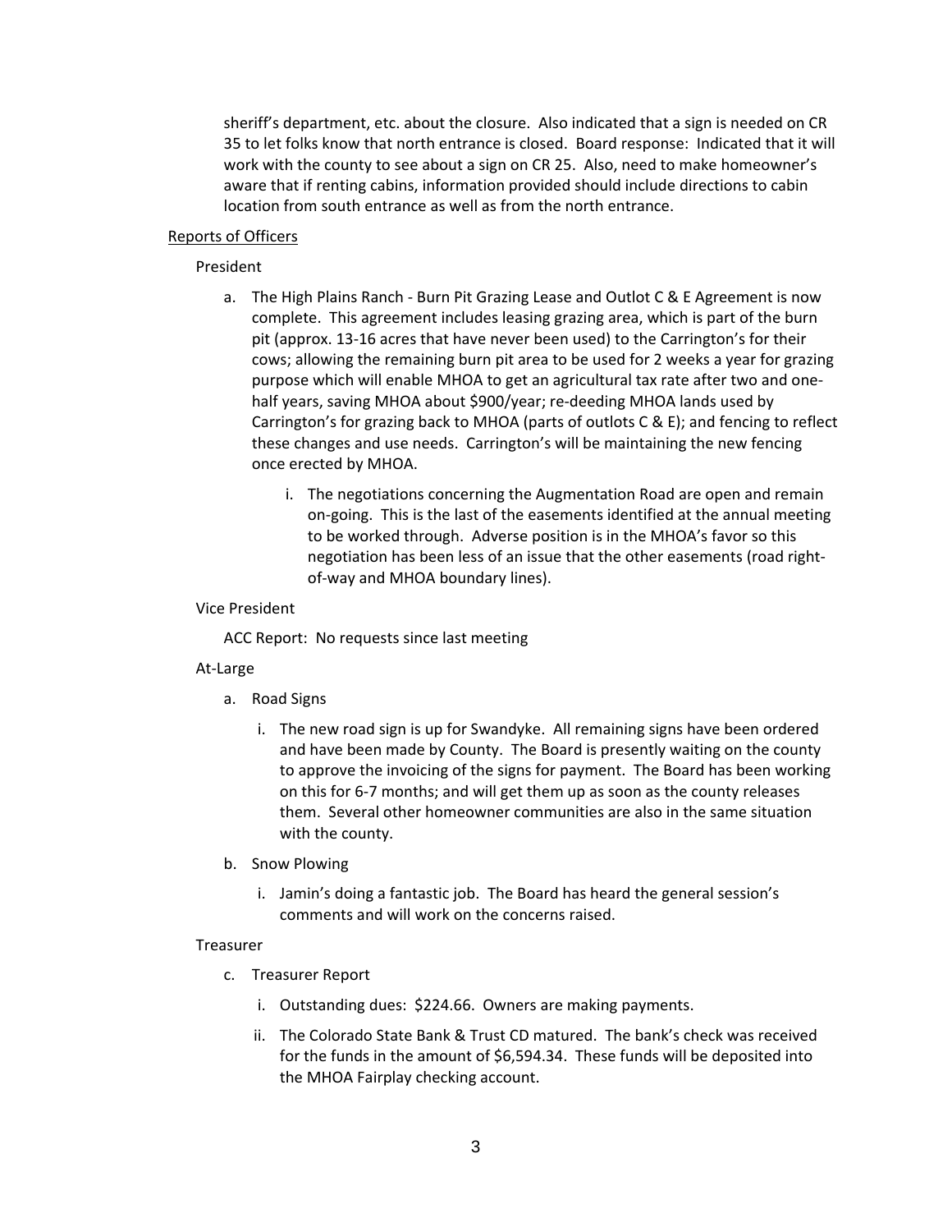sheriff's department, etc. about the closure. Also indicated that a sign is needed on CR 35 to let folks know that north entrance is closed. Board response: Indicated that it will work with the county to see about a sign on CR 25. Also, need to make homeowner's aware that if renting cabins, information provided should include directions to cabin location from south entrance as well as from the north entrance.

<u>Reports of Officers</u>

President

a. The High Plains Ranch - Burn Pit Grazing Lease and Outlot C & E Agreement is now complete. This agreement includes leasing grazing area, which is part of the burn pit (approx. 13-16 acres that have never been used) to the Carrington's for their cows; allowing the remaining burn pit area to be used for 2 weeks a year for grazing purpose which will enable MHOA to get an agricultural tax rate after two and one-half years, saving MHOA about $900/year; re-deeding MHOA lands used by Carrington's for grazing back to MHOA (parts of outlots C & E); and fencing to reflect these changes and use needs. Carrington's will be maintaining the new fencing once erected by MHOA.

    i. The negotiations concerning the Augmentation Road are open and remain on-going. This is the last of the easements identified at the annual meeting to be worked through. Adverse position is in the MHOA's favor so this negotiation has been less of an issue that the other easements (road right-of-way and MHOA boundary lines).

Vice President

ACC Report: No requests since last meeting

At-Large

a. Road Signs

    i. The new road sign is up for Swandyke. All remaining signs have been ordered and have been made by County. The Board is presently waiting on the county to approve the invoicing of the signs for payment. The Board has been working on this for 6-7 months; and will get them up as soon as the county releases them. Several other homeowner communities are also in the same situation with the county.

b. Snow Plowing

    i. Jamin's doing a fantastic job. The Board has heard the general session's comments and will work on the concerns raised.

Treasurer

c. Treasurer Report

    i. Outstanding dues: $224.66. Owners are making payments.

    ii. The Colorado State Bank & Trust CD matured. The bank's check was received for the funds in the amount of $6,594.34. These funds will be deposited into the MHOA Fairplay checking account.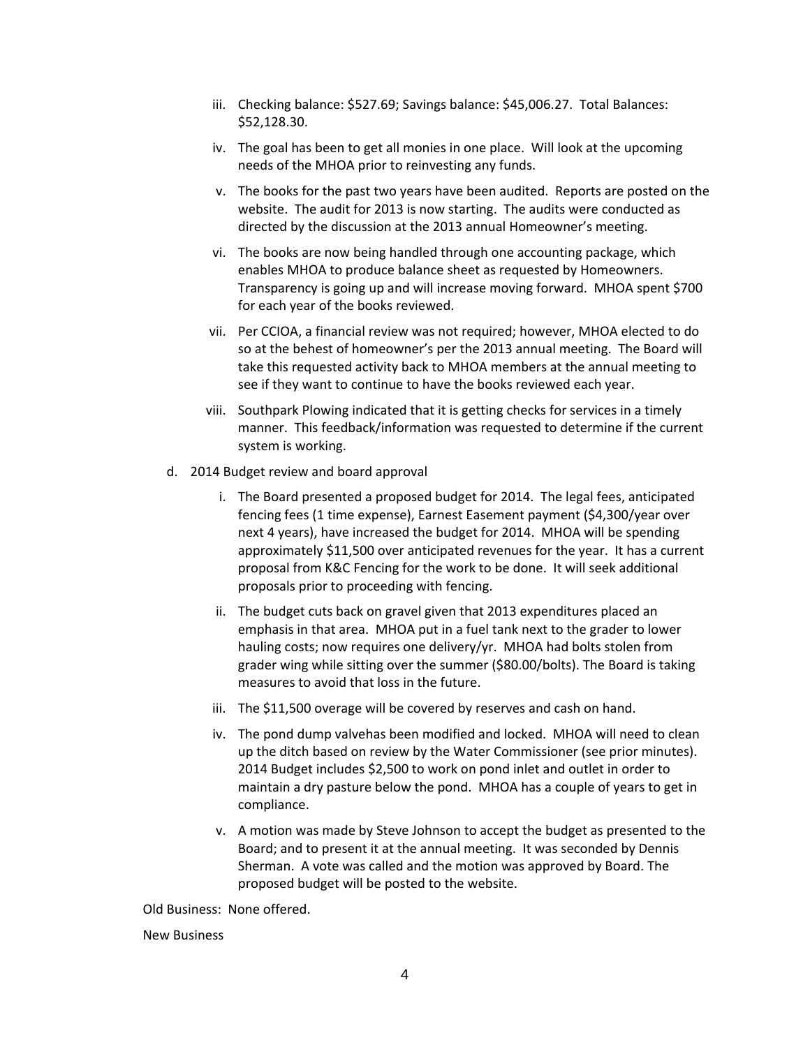iii. Checking balance: $527.69; Savings balance: $45,006.27. Total Balances: $52,128.30.

iv. The goal has been to get all monies in one place. Will look at the upcoming needs of the MHOA prior to reinvesting any funds.

v. The books for the past two years have been audited. Reports are posted on the website. The audit for 2013 is now starting. The audits were conducted as directed by the discussion at the 2013 annual Homeowner's meeting.

vi. The books are now being handled through one accounting package, which enables MHOA to produce balance sheet as requested by Homeowners. Transparency is going up and will increase moving forward. MHOA spent $700 for each year of the books reviewed.

vii. Per CCIOA, a financial review was not required; however, MHOA elected to do so at the behest of homeowner's per the 2013 annual meeting. The Board will take this requested activity back to MHOA members at the annual meeting to see if they want to continue to have the books reviewed each year.

viii. Southpark Plowing indicated that it is getting checks for services in a timely manner. This feedback/information was requested to determine if the current system is working.

d. 2014 Budget review and board approval

i. The Board presented a proposed budget for 2014. The legal fees, anticipated fencing fees (1 time expense), Earnest Easement payment ($4,300/year over next 4 years), have increased the budget for 2014. MHOA will be spending approximately $11,500 over anticipated revenues for the year. It has a current proposal from K&C Fencing for the work to be done. It will seek additional proposals prior to proceeding with fencing.

ii. The budget cuts back on gravel given that 2013 expenditures placed an emphasis in that area. MHOA put in a fuel tank next to the grader to lower hauling costs; now requires one delivery/yr. MHOA had bolts stolen from grader wing while sitting over the summer ($80.00/bolts). The Board is taking measures to avoid that loss in the future.

iii. The $11,500 overage will be covered by reserves and cash on hand.

iv. The pond dump valvehas been modified and locked. MHOA will need to clean up the ditch based on review by the Water Commissioner (see prior minutes). 2014 Budget includes $2,500 to work on pond inlet and outlet in order to maintain a dry pasture below the pond. MHOA has a couple of years to get in compliance.

v. A motion was made by Steve Johnson to accept the budget as presented to the Board; and to present it at the annual meeting. It was seconded by Dennis Sherman. A vote was called and the motion was approved by Board. The proposed budget will be posted to the website.

Old Business: None offered.

New Business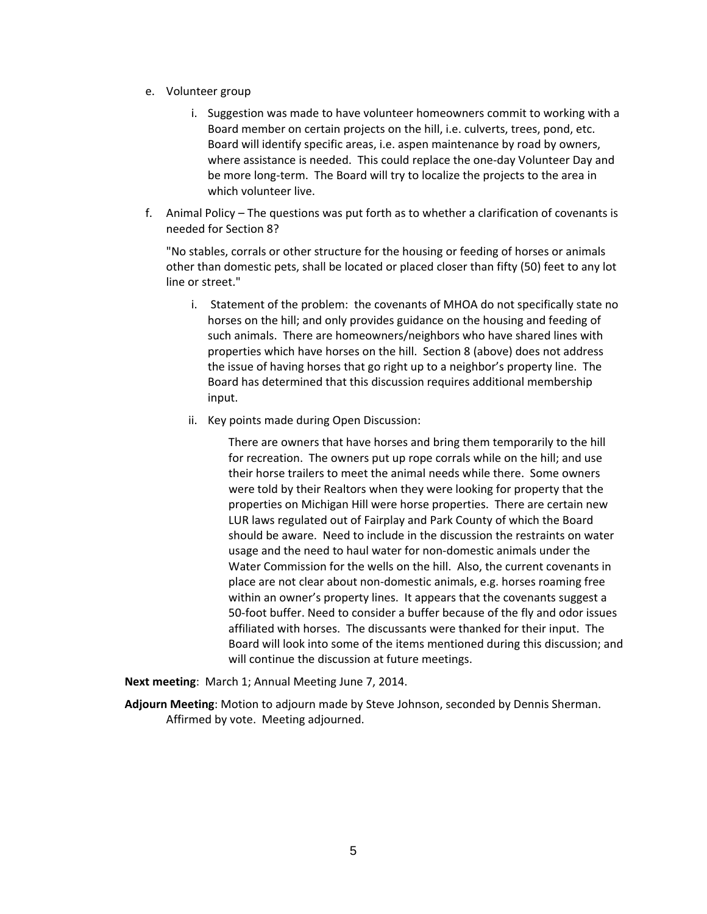e. Volunteer group

    i. Suggestion was made to have volunteer homeowners commit to working with a Board member on certain projects on the hill, i.e. culverts, trees, pond, etc. Board will identify specific areas, i.e. aspen maintenance by road by owners, where assistance is needed. This could replace the one-day Volunteer Day and be more long-term. The Board will try to localize the projects to the area in which volunteer live.

f. Animal Policy – The questions was put forth as to whether a clarification of covenants is needed for Section 8?

   "No stables, corrals or other structure for the housing or feeding of horses or animals other than domestic pets, shall be located or placed closer than fifty (50) feet to any lot line or street."

    i. Statement of the problem: the covenants of MHOA do not specifically state no horses on the hill; and only provides guidance on the housing and feeding of such animals. There are homeowners/neighbors who have shared lines with properties which have horses on the hill. Section 8 (above) does not address the issue of having horses that go right up to a neighbor's property line. The Board has determined that this discussion requires additional membership input.

    ii. Key points made during Open Discussion:

        There are owners that have horses and bring them temporarily to the hill for recreation. The owners put up rope corrals while on the hill; and use their horse trailers to meet the animal needs while there. Some owners were told by their Realtors when they were looking for property that the properties on Michigan Hill were horse properties. There are certain new LUR laws regulated out of Fairplay and Park County of which the Board should be aware. Need to include in the discussion the restraints on water usage and the need to haul water for non-domestic animals under the Water Commission for the wells on the hill. Also, the current covenants in place are not clear about non-domestic animals, e.g. horses roaming free within an owner's property lines. It appears that the covenants suggest a 50-foot buffer. Need to consider a buffer because of the fly and odor issues affiliated with horses. The discussants were thanked for their input. The Board will look into some of the items mentioned during this discussion; and will continue the discussion at future meetings.

**Next meeting**: March 1; Annual Meeting June 7, 2014.

**Adjourn Meeting**: Motion to adjourn made by Steve Johnson, seconded by Dennis Sherman. Affirmed by vote. Meeting adjourned.